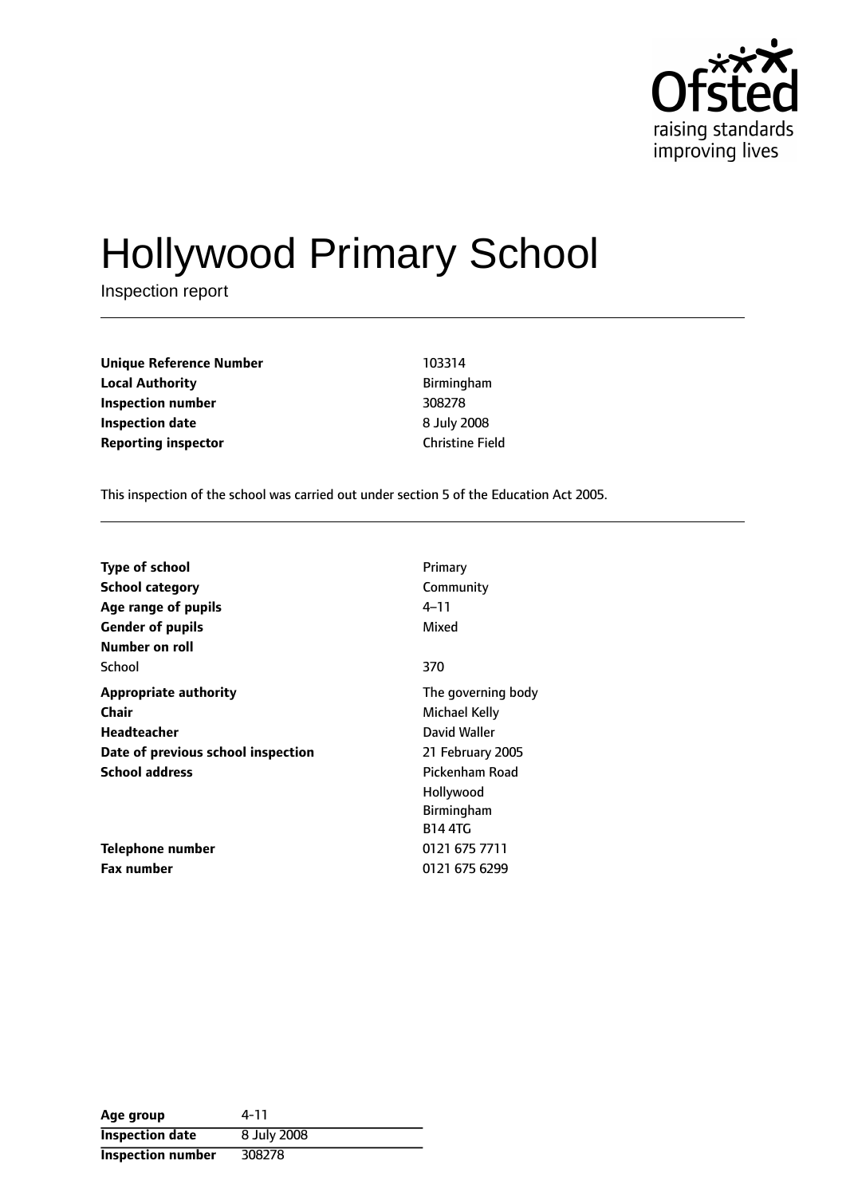# Hollywood Primary School

Inspection report

| | |
|---|---|
| **Unique Reference Number** | 103314 |
| **Local Authority** | Birmingham |
| **Inspection number** | 308278 |
| **Inspection date** | 8 July 2008 |
| **Reporting inspector** | Christine Field |

This inspection of the school was carried out under section 5 of the Education Act 2005.

| | |
|---|---|
| **Type of school** | Primary |
| **School category** | Community |
| **Age range of pupils** | 4–11 |
| **Gender of pupils** | Mixed |
| **Number on roll** | |
| School | 370 |
| **Appropriate authority** | The governing body |
| **Chair** | Michael Kelly |
| **Headteacher** | David Waller |
| **Date of previous school inspection** | 21 February 2005 |
| **School address** | Pickenham Road<br>Hollywood<br>Birmingham<br>B14 4TG |
| **Telephone number** | 0121 675 7711 |
| **Fax number** | 0121 675 6299 |

| **Age group** | 4-11 |
|---|---|
| **Inspection date** | 8 July 2008 |
| **Inspection number** | 308278 |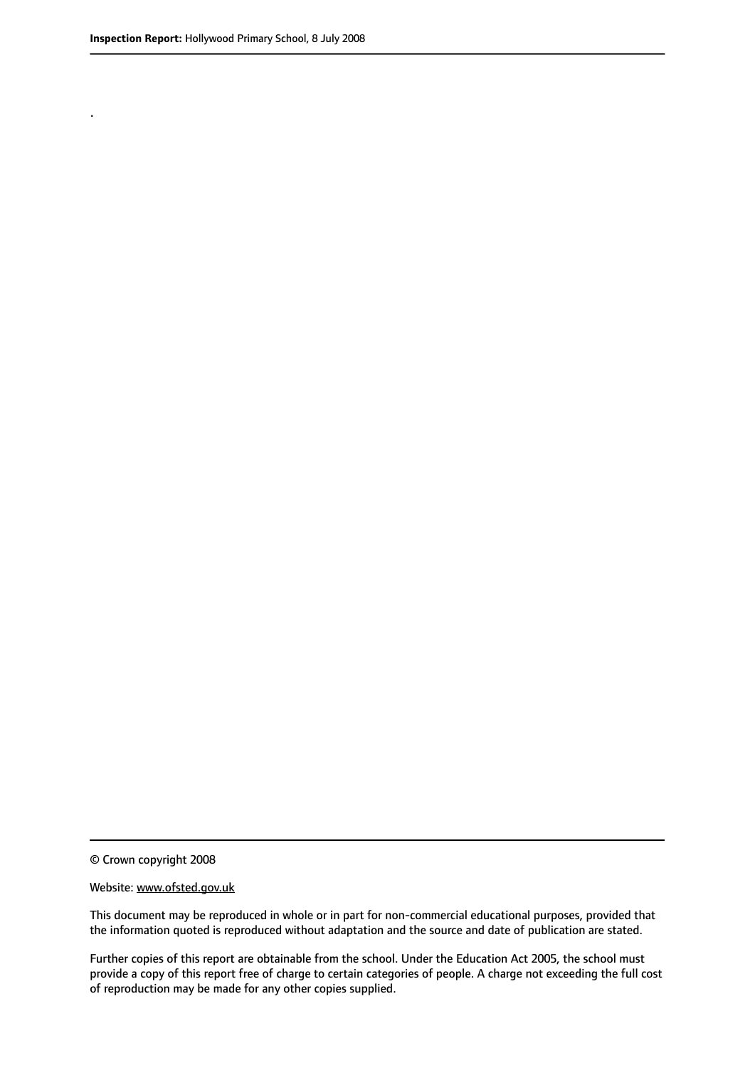.

© Crown copyright 2008

Website: www.ofsted.gov.uk

This document may be reproduced in whole or in part for non-commercial educational purposes, provided that the information quoted is reproduced without adaptation and the source and date of publication are stated.

Further copies of this report are obtainable from the school. Under the Education Act 2005, the school must provide a copy of this report free of charge to certain categories of people. A charge not exceeding the full cost of reproduction may be made for any other copies supplied.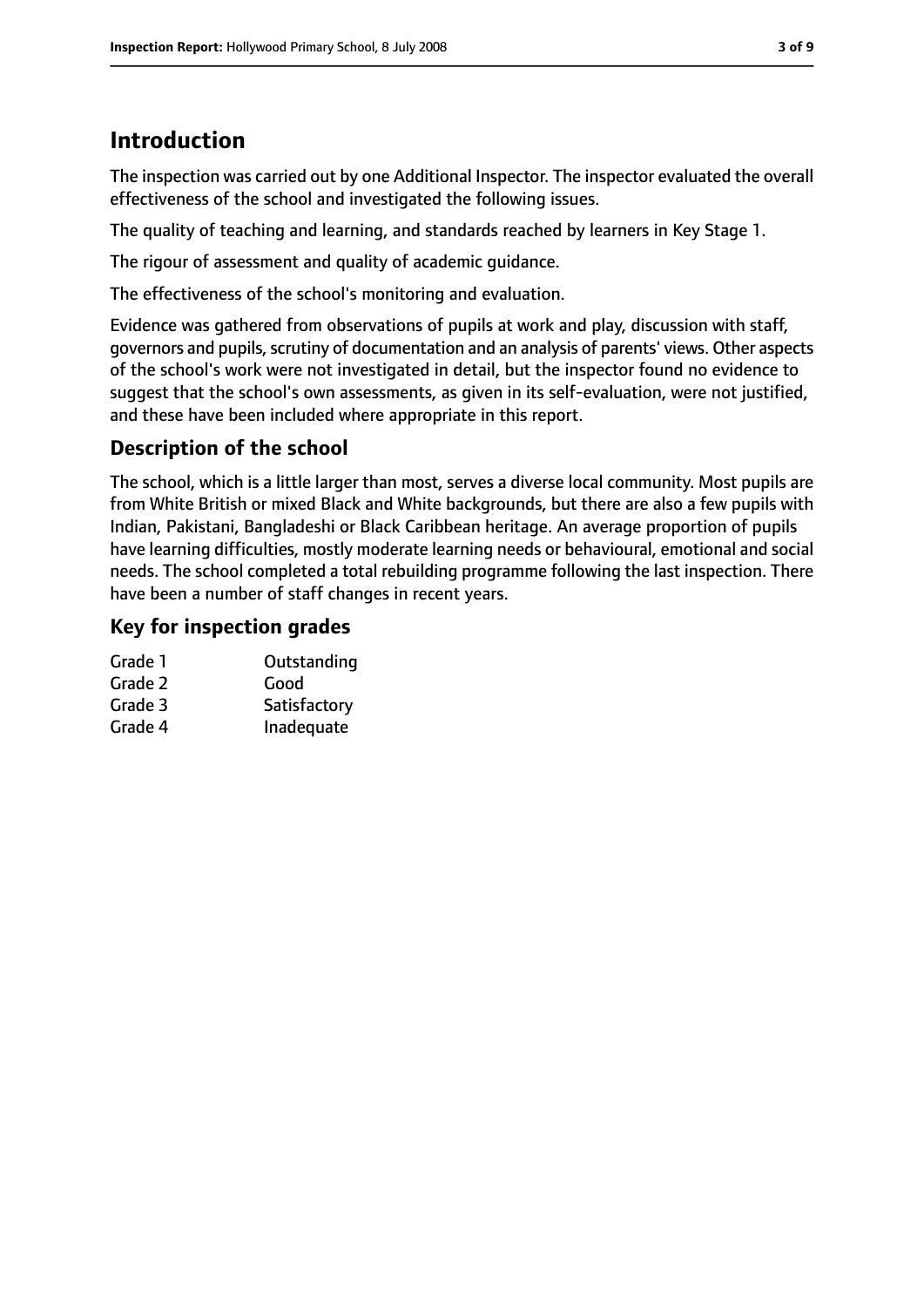# Introduction

The inspection was carried out by one Additional Inspector. The inspector evaluated the overall effectiveness of the school and investigated the following issues.

The quality of teaching and learning, and standards reached by learners in Key Stage 1.

The rigour of assessment and quality of academic guidance.

The effectiveness of the school's monitoring and evaluation.

Evidence was gathered from observations of pupils at work and play, discussion with staff, governors and pupils, scrutiny of documentation and an analysis of parents' views. Other aspects of the school's work were not investigated in detail, but the inspector found no evidence to suggest that the school's own assessments, as given in its self-evaluation, were not justified, and these have been included where appropriate in this report.

## Description of the school

The school, which is a little larger than most, serves a diverse local community. Most pupils are from White British or mixed Black and White backgrounds, but there are also a few pupils with Indian, Pakistani, Bangladeshi or Black Caribbean heritage. An average proportion of pupils have learning difficulties, mostly moderate learning needs or behavioural, emotional and social needs. The school completed a total rebuilding programme following the last inspection. There have been a number of staff changes in recent years.

## Key for inspection grades

| | |
|---|---|
| Grade 1 | Outstanding |
| Grade 2 | Good |
| Grade 3 | Satisfactory |
| Grade 4 | Inadequate |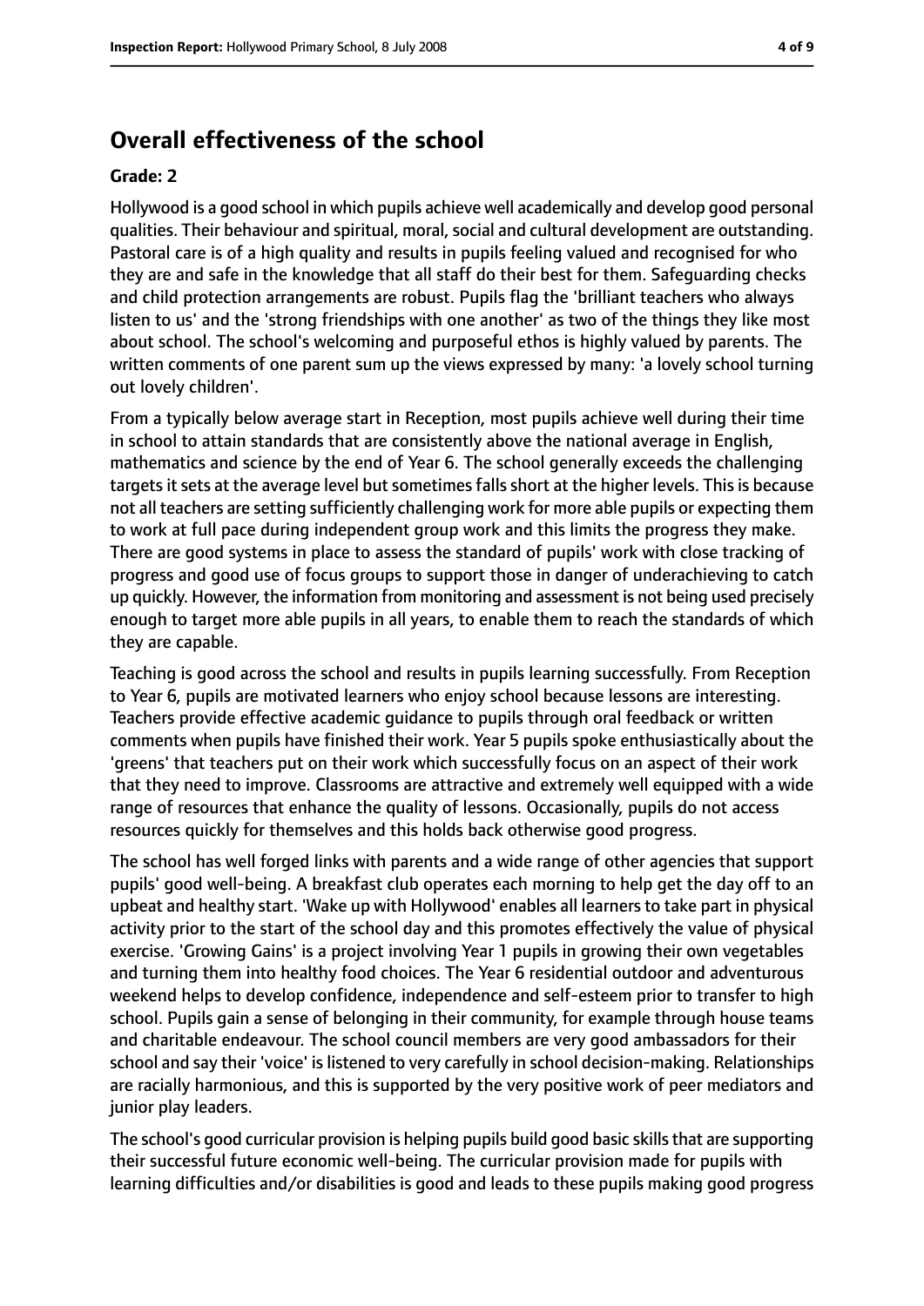## Overall effectiveness of the school

**Grade: 2**

Hollywood is a good school in which pupils achieve well academically and develop good personal qualities. Their behaviour and spiritual, moral, social and cultural development are outstanding. Pastoral care is of a high quality and results in pupils feeling valued and recognised for who they are and safe in the knowledge that all staff do their best for them. Safeguarding checks and child protection arrangements are robust. Pupils flag the 'brilliant teachers who always listen to us' and the 'strong friendships with one another' as two of the things they like most about school. The school's welcoming and purposeful ethos is highly valued by parents. The written comments of one parent sum up the views expressed by many: 'a lovely school turning out lovely children'.

From a typically below average start in Reception, most pupils achieve well during their time in school to attain standards that are consistently above the national average in English, mathematics and science by the end of Year 6. The school generally exceeds the challenging targets it sets at the average level but sometimes falls short at the higher levels. This is because not all teachers are setting sufficiently challenging work for more able pupils or expecting them to work at full pace during independent group work and this limits the progress they make. There are good systems in place to assess the standard of pupils' work with close tracking of progress and good use of focus groups to support those in danger of underachieving to catch up quickly. However, the information from monitoring and assessment is not being used precisely enough to target more able pupils in all years, to enable them to reach the standards of which they are capable.

Teaching is good across the school and results in pupils learning successfully. From Reception to Year 6, pupils are motivated learners who enjoy school because lessons are interesting. Teachers provide effective academic guidance to pupils through oral feedback or written comments when pupils have finished their work. Year 5 pupils spoke enthusiastically about the 'greens' that teachers put on their work which successfully focus on an aspect of their work that they need to improve. Classrooms are attractive and extremely well equipped with a wide range of resources that enhance the quality of lessons. Occasionally, pupils do not access resources quickly for themselves and this holds back otherwise good progress.

The school has well forged links with parents and a wide range of other agencies that support pupils' good well-being. A breakfast club operates each morning to help get the day off to an upbeat and healthy start. 'Wake up with Hollywood' enables all learners to take part in physical activity prior to the start of the school day and this promotes effectively the value of physical exercise. 'Growing Gains' is a project involving Year 1 pupils in growing their own vegetables and turning them into healthy food choices. The Year 6 residential outdoor and adventurous weekend helps to develop confidence, independence and self-esteem prior to transfer to high school. Pupils gain a sense of belonging in their community, for example through house teams and charitable endeavour. The school council members are very good ambassadors for their school and say their 'voice' is listened to very carefully in school decision-making. Relationships are racially harmonious, and this is supported by the very positive work of peer mediators and junior play leaders.

The school's good curricular provision is helping pupils build good basic skills that are supporting their successful future economic well-being. The curricular provision made for pupils with learning difficulties and/or disabilities is good and leads to these pupils making good progress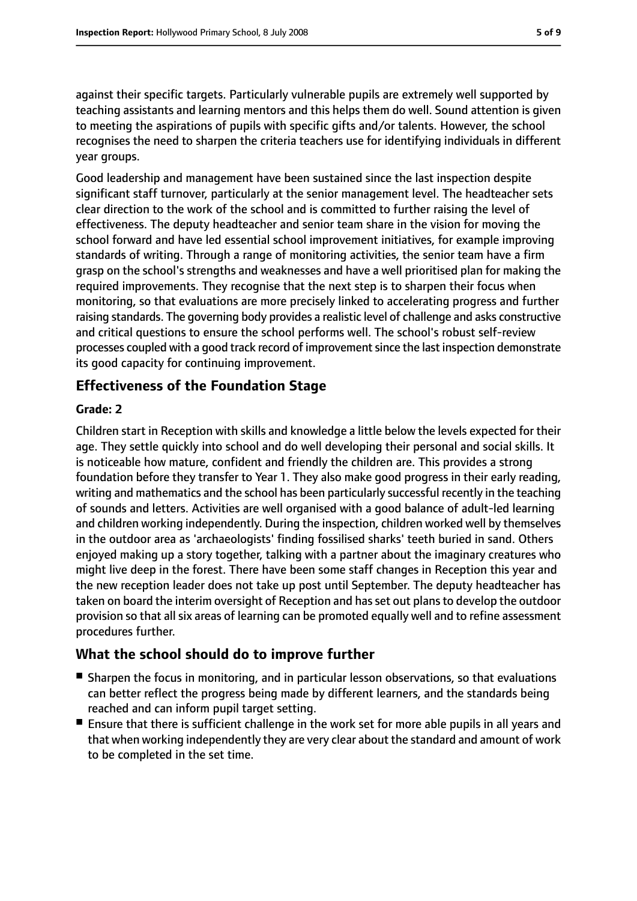against their specific targets. Particularly vulnerable pupils are extremely well supported by teaching assistants and learning mentors and this helps them do well. Sound attention is given to meeting the aspirations of pupils with specific gifts and/or talents. However, the school recognises the need to sharpen the criteria teachers use for identifying individuals in different year groups.

Good leadership and management have been sustained since the last inspection despite significant staff turnover, particularly at the senior management level. The headteacher sets clear direction to the work of the school and is committed to further raising the level of effectiveness. The deputy headteacher and senior team share in the vision for moving the school forward and have led essential school improvement initiatives, for example improving standards of writing. Through a range of monitoring activities, the senior team have a firm grasp on the school's strengths and weaknesses and have a well prioritised plan for making the required improvements. They recognise that the next step is to sharpen their focus when monitoring, so that evaluations are more precisely linked to accelerating progress and further raising standards. The governing body provides a realistic level of challenge and asks constructive and critical questions to ensure the school performs well. The school's robust self-review processes coupled with a good track record of improvement since the last inspection demonstrate its good capacity for continuing improvement.

## Effectiveness of the Foundation Stage

**Grade: 2**

Children start in Reception with skills and knowledge a little below the levels expected for their age. They settle quickly into school and do well developing their personal and social skills. It is noticeable how mature, confident and friendly the children are. This provides a strong foundation before they transfer to Year 1. They also make good progress in their early reading, writing and mathematics and the school has been particularly successful recently in the teaching of sounds and letters. Activities are well organised with a good balance of adult-led learning and children working independently. During the inspection, children worked well by themselves in the outdoor area as 'archaeologists' finding fossilised sharks' teeth buried in sand. Others enjoyed making up a story together, talking with a partner about the imaginary creatures who might live deep in the forest. There have been some staff changes in Reception this year and the new reception leader does not take up post until September. The deputy headteacher has taken on board the interim oversight of Reception and has set out plans to develop the outdoor provision so that all six areas of learning can be promoted equally well and to refine assessment procedures further.

## What the school should do to improve further

- Sharpen the focus in monitoring, and in particular lesson observations, so that evaluations can better reflect the progress being made by different learners, and the standards being reached and can inform pupil target setting.
- Ensure that there is sufficient challenge in the work set for more able pupils in all years and that when working independently they are very clear about the standard and amount of work to be completed in the set time.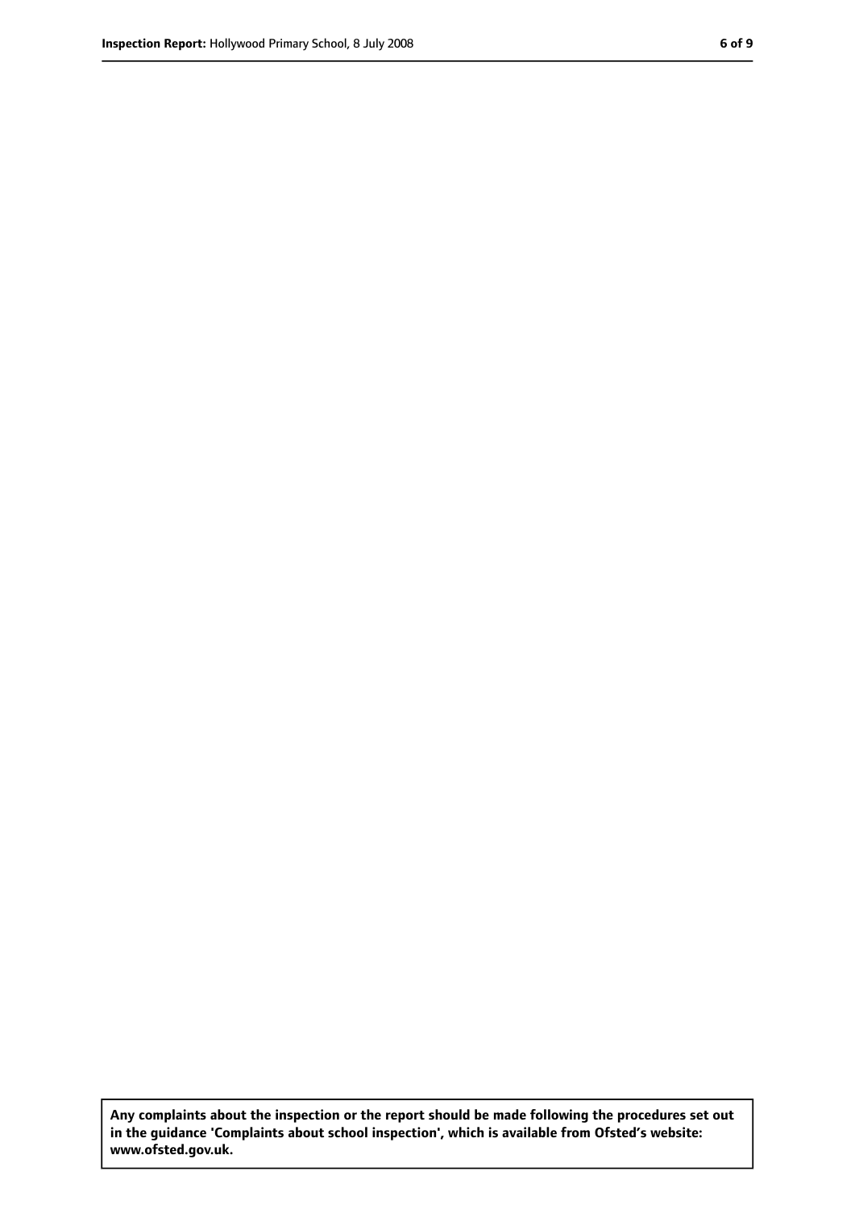**Any complaints about the inspection or the report should be made following the procedures set out in the guidance 'Complaints about school inspection', which is available from Ofsted's website: www.ofsted.gov.uk.**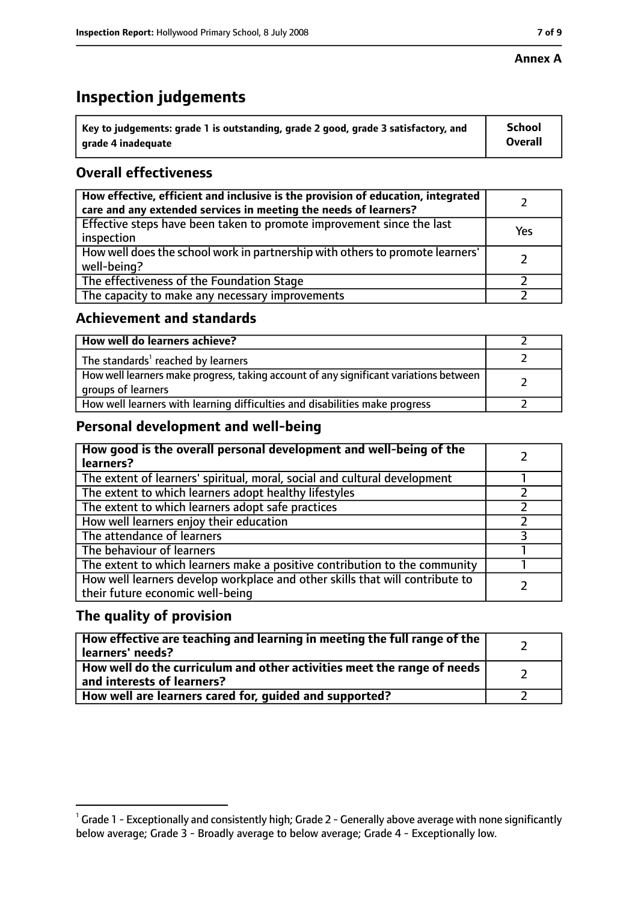**Annex A**

# Inspection judgements

| Key to judgements: grade 1 is outstanding, grade 2 good, grade 3 satisfactory, and grade 4 inadequate | School Overall |
| --- | --- |

## Overall effectiveness

| | |
| --- | --- |
| How effective, efficient and inclusive is the provision of education, integrated care and any extended services in meeting the needs of learners? | 2 |
| Effective steps have been taken to promote improvement since the last inspection | Yes |
| How well does the school work in partnership with others to promote learners' well-being? | 2 |
| The effectiveness of the Foundation Stage | 2 |
| The capacity to make any necessary improvements | 2 |

## Achievement and standards

| | |
| --- | --- |
| How well do learners achieve? | 2 |
| The standards[1] reached by learners | 2 |
| How well learners make progress, taking account of any significant variations between groups of learners | 2 |
| How well learners with learning difficulties and disabilities make progress | 2 |

## Personal development and well-being

| | |
| --- | --- |
| How good is the overall personal development and well-being of the learners? | 2 |
| The extent of learners' spiritual, moral, social and cultural development | 1 |
| The extent to which learners adopt healthy lifestyles | 2 |
| The extent to which learners adopt safe practices | 2 |
| How well learners enjoy their education | 2 |
| The attendance of learners | 3 |
| The behaviour of learners | 1 |
| The extent to which learners make a positive contribution to the community | 1 |
| How well learners develop workplace and other skills that will contribute to their future economic well-being | 2 |

## The quality of provision

| | |
| --- | --- |
| How effective are teaching and learning in meeting the full range of the learners' needs? | 2 |
| How well do the curriculum and other activities meet the range of needs and interests of learners? | 2 |
| How well are learners cared for, guided and supported? | 2 |

[1] Grade 1 - Exceptionally and consistently high; Grade 2 - Generally above average with none significantly below average; Grade 3 - Broadly average to below average; Grade 4 - Exceptionally low.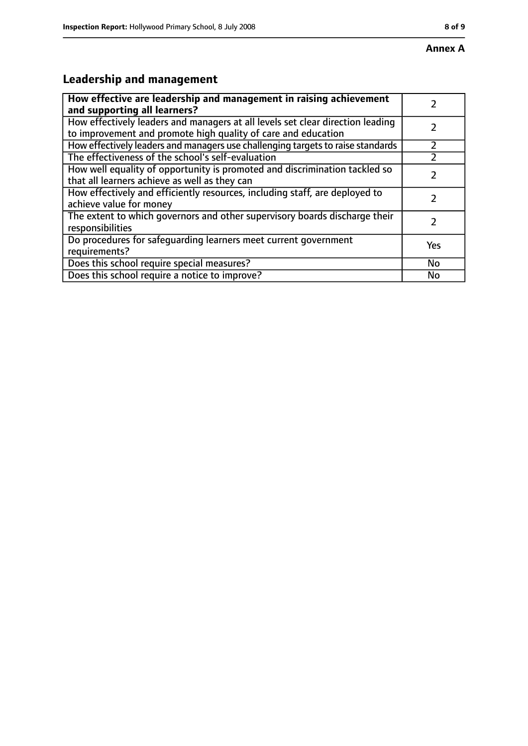**Annex A**

## Leadership and management

| **How effective are leadership and management in raising achievement and supporting all learners?** | 2 |
|---|---|
| How effectively leaders and managers at all levels set clear direction leading to improvement and promote high quality of care and education | 2 |
| How effectively leaders and managers use challenging targets to raise standards | 2 |
| The effectiveness of the school's self-evaluation | 2 |
| How well equality of opportunity is promoted and discrimination tackled so that all learners achieve as well as they can | 2 |
| How effectively and efficiently resources, including staff, are deployed to achieve value for money | 2 |
| The extent to which governors and other supervisory boards discharge their responsibilities | 2 |
| Do procedures for safeguarding learners meet current government requirements? | Yes |
| Does this school require special measures? | No |
| Does this school require a notice to improve? | No |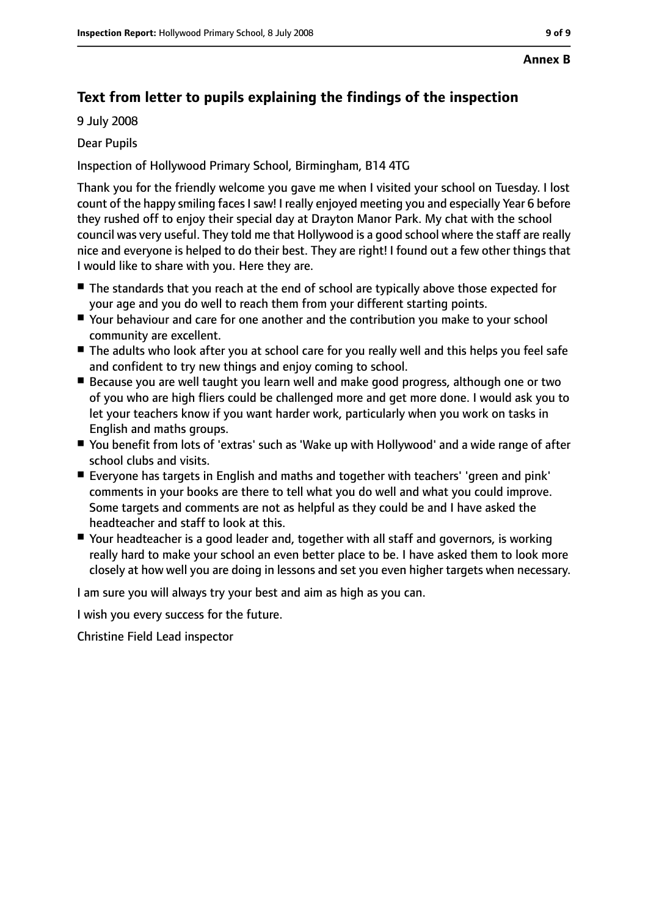**Annex B**

## Text from letter to pupils explaining the findings of the inspection

9 July 2008

Dear Pupils

Inspection of Hollywood Primary School, Birmingham, B14 4TG

Thank you for the friendly welcome you gave me when I visited your school on Tuesday. I lost count of the happy smiling faces I saw! I really enjoyed meeting you and especially Year 6 before they rushed off to enjoy their special day at Drayton Manor Park. My chat with the school council was very useful. They told me that Hollywood is a good school where the staff are really nice and everyone is helped to do their best. They are right! I found out a few other things that I would like to share with you. Here they are.

- The standards that you reach at the end of school are typically above those expected for your age and you do well to reach them from your different starting points.
- Your behaviour and care for one another and the contribution you make to your school community are excellent.
- The adults who look after you at school care for you really well and this helps you feel safe and confident to try new things and enjoy coming to school.
- Because you are well taught you learn well and make good progress, although one or two of you who are high fliers could be challenged more and get more done. I would ask you to let your teachers know if you want harder work, particularly when you work on tasks in English and maths groups.
- You benefit from lots of 'extras' such as 'Wake up with Hollywood' and a wide range of after school clubs and visits.
- Everyone has targets in English and maths and together with teachers' 'green and pink' comments in your books are there to tell what you do well and what you could improve. Some targets and comments are not as helpful as they could be and I have asked the headteacher and staff to look at this.
- Your headteacher is a good leader and, together with all staff and governors, is working really hard to make your school an even better place to be. I have asked them to look more closely at how well you are doing in lessons and set you even higher targets when necessary.

I am sure you will always try your best and aim as high as you can.

I wish you every success for the future.

Christine Field Lead inspector